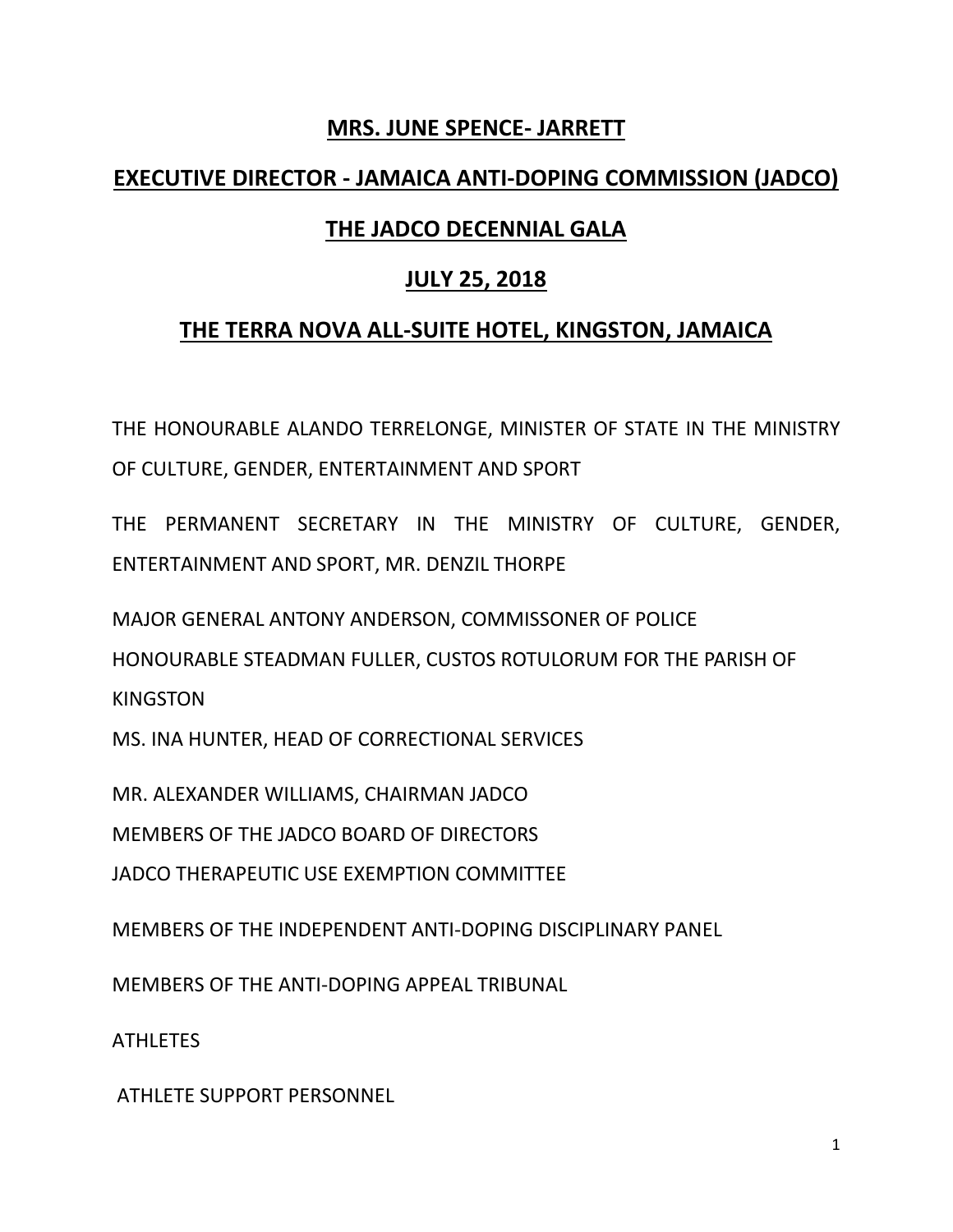**MRS. JUNE SPENCE- JARRETT**

**EXECUTIVE DIRECTOR - JAMAICA ANTI-DOPING COMMISSION (JADCO)**

**THE JADCO DECENNIAL GALA**

**JULY 25, 2018**

**THE TERRA NOVA ALL-SUITE HOTEL, KINGSTON, JAMAICA**

THE HONOURABLE ALANDO TERRELONGE, MINISTER OF STATE IN THE MINISTRY OF CULTURE, GENDER, ENTERTAINMENT AND SPORT

THE PERMANENT SECRETARY IN THE MINISTRY OF CULTURE, GENDER, ENTERTAINMENT AND SPORT, MR. DENZIL THORPE

MAJOR GENERAL ANTONY ANDERSON, COMMISSONER OF POLICE

HONOURABLE STEADMAN FULLER, CUSTOS ROTULORUM FOR THE PARISH OF KINGSTON

MS. INA HUNTER, HEAD OF CORRECTIONAL SERVICES

MR. ALEXANDER WILLIAMS, CHAIRMAN JADCO

MEMBERS OF THE JADCO BOARD OF DIRECTORS

JADCO THERAPEUTIC USE EXEMPTION COMMITTEE

MEMBERS OF THE INDEPENDENT ANTI-DOPING DISCIPLINARY PANEL

MEMBERS OF THE ANTI-DOPING APPEAL TRIBUNAL

ATHLETES

ATHLETE SUPPORT PERSONNEL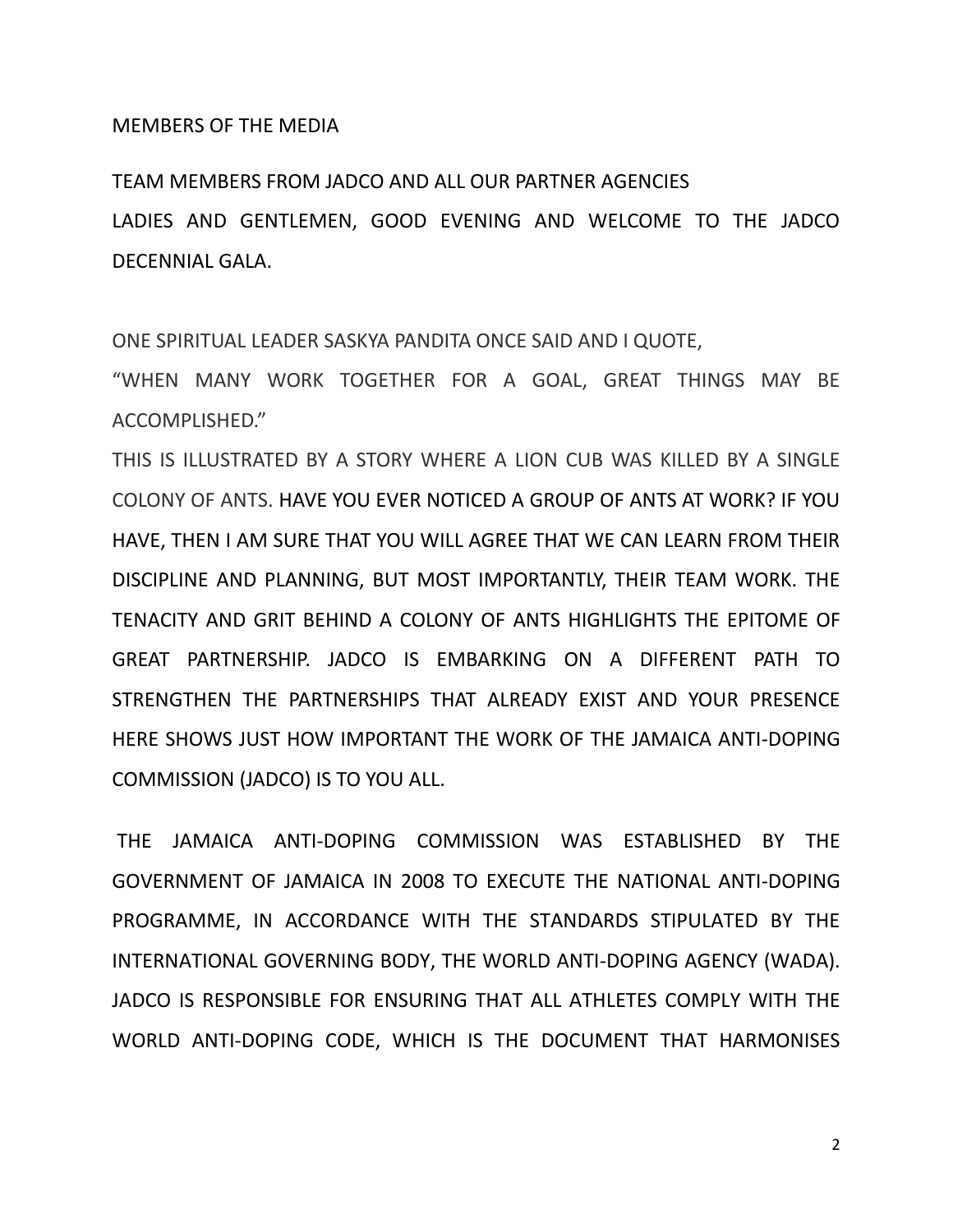MEMBERS OF THE MEDIA

TEAM MEMBERS FROM JADCO AND ALL OUR PARTNER AGENCIES

LADIES AND GENTLEMEN, GOOD EVENING AND WELCOME TO THE JADCO DECENNIAL GALA.

ONE SPIRITUAL LEADER SASKYA PANDITA ONCE SAID AND I QUOTE,

"WHEN MANY WORK TOGETHER FOR A GOAL, GREAT THINGS MAY BE ACCOMPLISHED."

THIS IS ILLUSTRATED BY A STORY WHERE A LION CUB WAS KILLED BY A SINGLE COLONY OF ANTS. HAVE YOU EVER NOTICED A GROUP OF ANTS AT WORK? IF YOU HAVE, THEN I AM SURE THAT YOU WILL AGREE THAT WE CAN LEARN FROM THEIR DISCIPLINE AND PLANNING, BUT MOST IMPORTANTLY, THEIR TEAM WORK. THE TENACITY AND GRIT BEHIND A COLONY OF ANTS HIGHLIGHTS THE EPITOME OF GREAT PARTNERSHIP. JADCO IS EMBARKING ON A DIFFERENT PATH TO STRENGTHEN THE PARTNERSHIPS THAT ALREADY EXIST AND YOUR PRESENCE HERE SHOWS JUST HOW IMPORTANT THE WORK OF THE JAMAICA ANTI-DOPING COMMISSION (JADCO) IS TO YOU ALL.

THE JAMAICA ANTI-DOPING COMMISSION WAS ESTABLISHED BY THE GOVERNMENT OF JAMAICA IN 2008 TO EXECUTE THE NATIONAL ANTI-DOPING PROGRAMME, IN ACCORDANCE WITH THE STANDARDS STIPULATED BY THE INTERNATIONAL GOVERNING BODY, THE WORLD ANTI-DOPING AGENCY (WADA). JADCO IS RESPONSIBLE FOR ENSURING THAT ALL ATHLETES COMPLY WITH THE WORLD ANTI-DOPING CODE, WHICH IS THE DOCUMENT THAT HARMONISES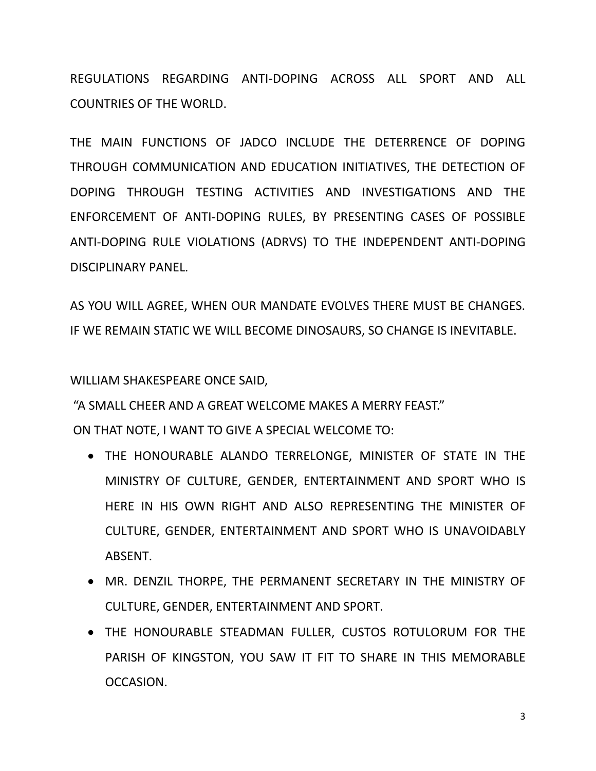REGULATIONS REGARDING ANTI-DOPING ACROSS ALL SPORT AND ALL COUNTRIES OF THE WORLD.

THE MAIN FUNCTIONS OF JADCO INCLUDE THE DETERRENCE OF DOPING THROUGH COMMUNICATION AND EDUCATION INITIATIVES, THE DETECTION OF DOPING THROUGH TESTING ACTIVITIES AND INVESTIGATIONS AND THE ENFORCEMENT OF ANTI-DOPING RULES, BY PRESENTING CASES OF POSSIBLE ANTI-DOPING RULE VIOLATIONS (ADRVS) TO THE INDEPENDENT ANTI-DOPING DISCIPLINARY PANEL.

AS YOU WILL AGREE, WHEN OUR MANDATE EVOLVES THERE MUST BE CHANGES. IF WE REMAIN STATIC WE WILL BECOME DINOSAURS, SO CHANGE IS INEVITABLE.

WILLIAM SHAKESPEARE ONCE SAID,

"A SMALL CHEER AND A GREAT WELCOME MAKES A MERRY FEAST."

ON THAT NOTE, I WANT TO GIVE A SPECIAL WELCOME TO:

- THE HONOURABLE ALANDO TERRELONGE, MINISTER OF STATE IN THE MINISTRY OF CULTURE, GENDER, ENTERTAINMENT AND SPORT WHO IS HERE IN HIS OWN RIGHT AND ALSO REPRESENTING THE MINISTER OF CULTURE, GENDER, ENTERTAINMENT AND SPORT WHO IS UNAVOIDABLY ABSENT.
- MR. DENZIL THORPE, THE PERMANENT SECRETARY IN THE MINISTRY OF CULTURE, GENDER, ENTERTAINMENT AND SPORT.
- THE HONOURABLE STEADMAN FULLER, CUSTOS ROTULORUM FOR THE PARISH OF KINGSTON, YOU SAW IT FIT TO SHARE IN THIS MEMORABLE OCCASION.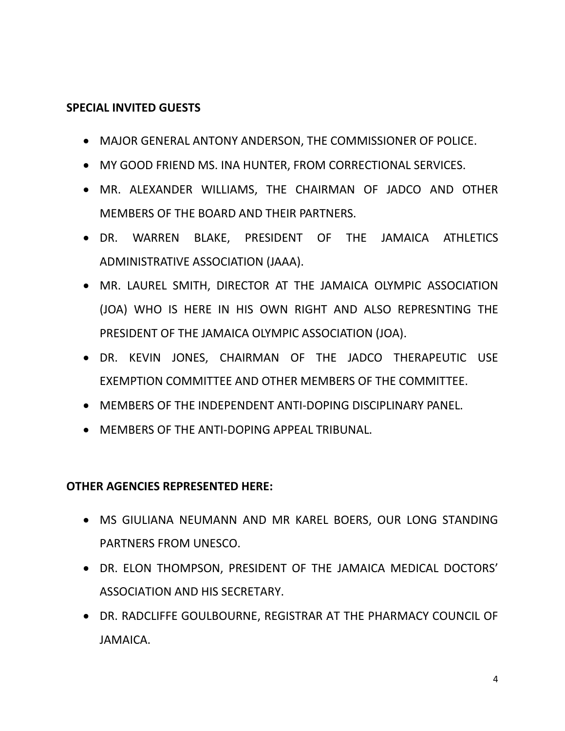**SPECIAL INVITED GUESTS**

- MAJOR GENERAL ANTONY ANDERSON, THE COMMISSIONER OF POLICE.
- MY GOOD FRIEND MS. INA HUNTER, FROM CORRECTIONAL SERVICES.
- MR. ALEXANDER WILLIAMS, THE CHAIRMAN OF JADCO AND OTHER MEMBERS OF THE BOARD AND THEIR PARTNERS.
- DR. WARREN BLAKE, PRESIDENT OF THE JAMAICA ATHLETICS ADMINISTRATIVE ASSOCIATION (JAAA).
- MR. LAUREL SMITH, DIRECTOR AT THE JAMAICA OLYMPIC ASSOCIATION (JOA) WHO IS HERE IN HIS OWN RIGHT AND ALSO REPRESNTING THE PRESIDENT OF THE JAMAICA OLYMPIC ASSOCIATION (JOA).
- DR. KEVIN JONES, CHAIRMAN OF THE JADCO THERAPEUTIC USE EXEMPTION COMMITTEE AND OTHER MEMBERS OF THE COMMITTEE.
- MEMBERS OF THE INDEPENDENT ANTI-DOPING DISCIPLINARY PANEL.
- MEMBERS OF THE ANTI-DOPING APPEAL TRIBUNAL.

**OTHER AGENCIES REPRESENTED HERE:**

- MS GIULIANA NEUMANN AND MR KAREL BOERS, OUR LONG STANDING PARTNERS FROM UNESCO.
- DR. ELON THOMPSON, PRESIDENT OF THE JAMAICA MEDICAL DOCTORS' ASSOCIATION AND HIS SECRETARY.
- DR. RADCLIFFE GOULBOURNE, REGISTRAR AT THE PHARMACY COUNCIL OF JAMAICA.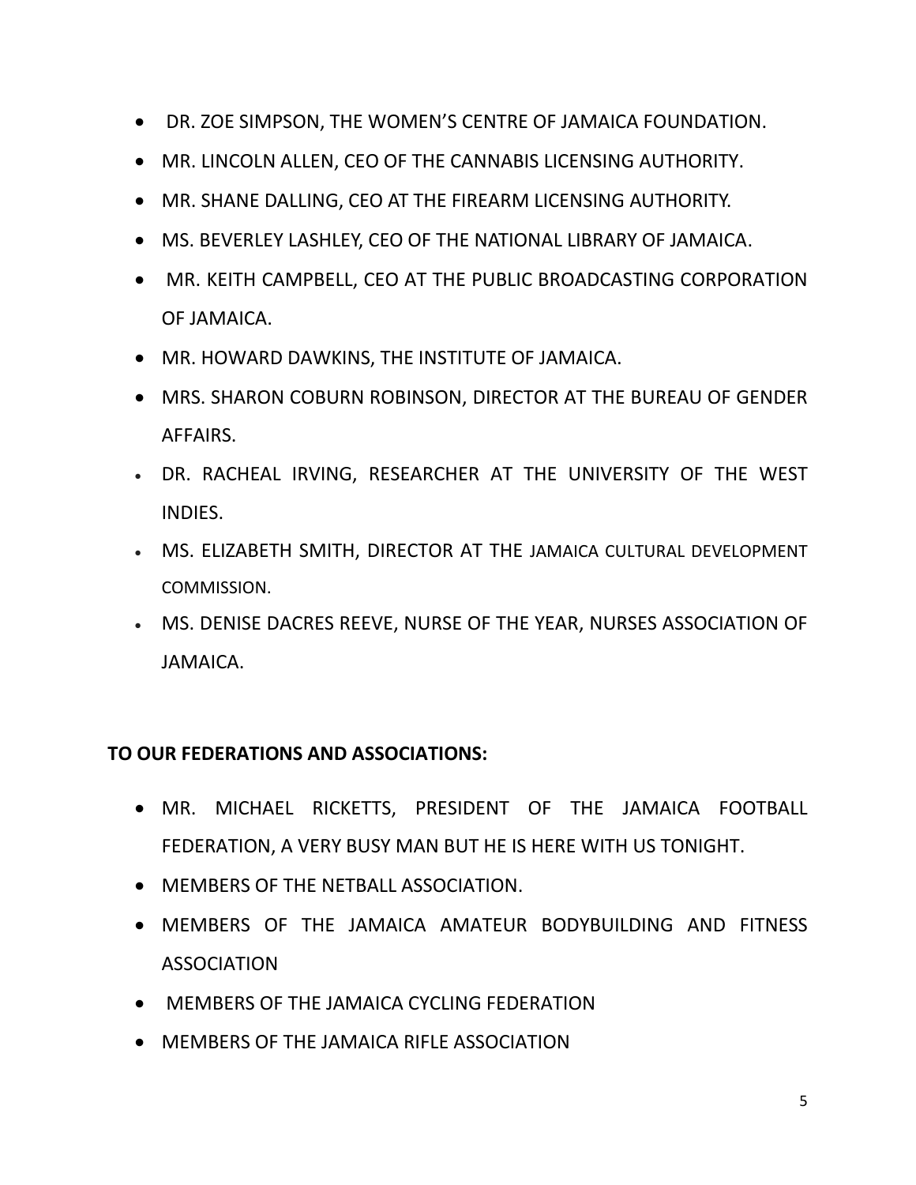- DR. ZOE SIMPSON, THE WOMEN'S CENTRE OF JAMAICA FOUNDATION.
- MR. LINCOLN ALLEN, CEO OF THE CANNABIS LICENSING AUTHORITY.
- MR. SHANE DALLING, CEO AT THE FIREARM LICENSING AUTHORITY.
- MS. BEVERLEY LASHLEY, CEO OF THE NATIONAL LIBRARY OF JAMAICA.
- MR. KEITH CAMPBELL, CEO AT THE PUBLIC BROADCASTING CORPORATION OF JAMAICA.
- MR. HOWARD DAWKINS, THE INSTITUTE OF JAMAICA.
- MRS. SHARON COBURN ROBINSON, DIRECTOR AT THE BUREAU OF GENDER AFFAIRS.
- DR. RACHEAL IRVING, RESEARCHER AT THE UNIVERSITY OF THE WEST INDIES.
- MS. ELIZABETH SMITH, DIRECTOR AT THE JAMAICA CULTURAL DEVELOPMENT COMMISSION.
- MS. DENISE DACRES REEVE, NURSE OF THE YEAR, NURSES ASSOCIATION OF JAMAICA.

**TO OUR FEDERATIONS AND ASSOCIATIONS:**

- MR. MICHAEL RICKETTS, PRESIDENT OF THE JAMAICA FOOTBALL FEDERATION, A VERY BUSY MAN BUT HE IS HERE WITH US TONIGHT.
- MEMBERS OF THE NETBALL ASSOCIATION.
- MEMBERS OF THE JAMAICA AMATEUR BODYBUILDING AND FITNESS ASSOCIATION
- MEMBERS OF THE JAMAICA CYCLING FEDERATION
- MEMBERS OF THE JAMAICA RIFLE ASSOCIATION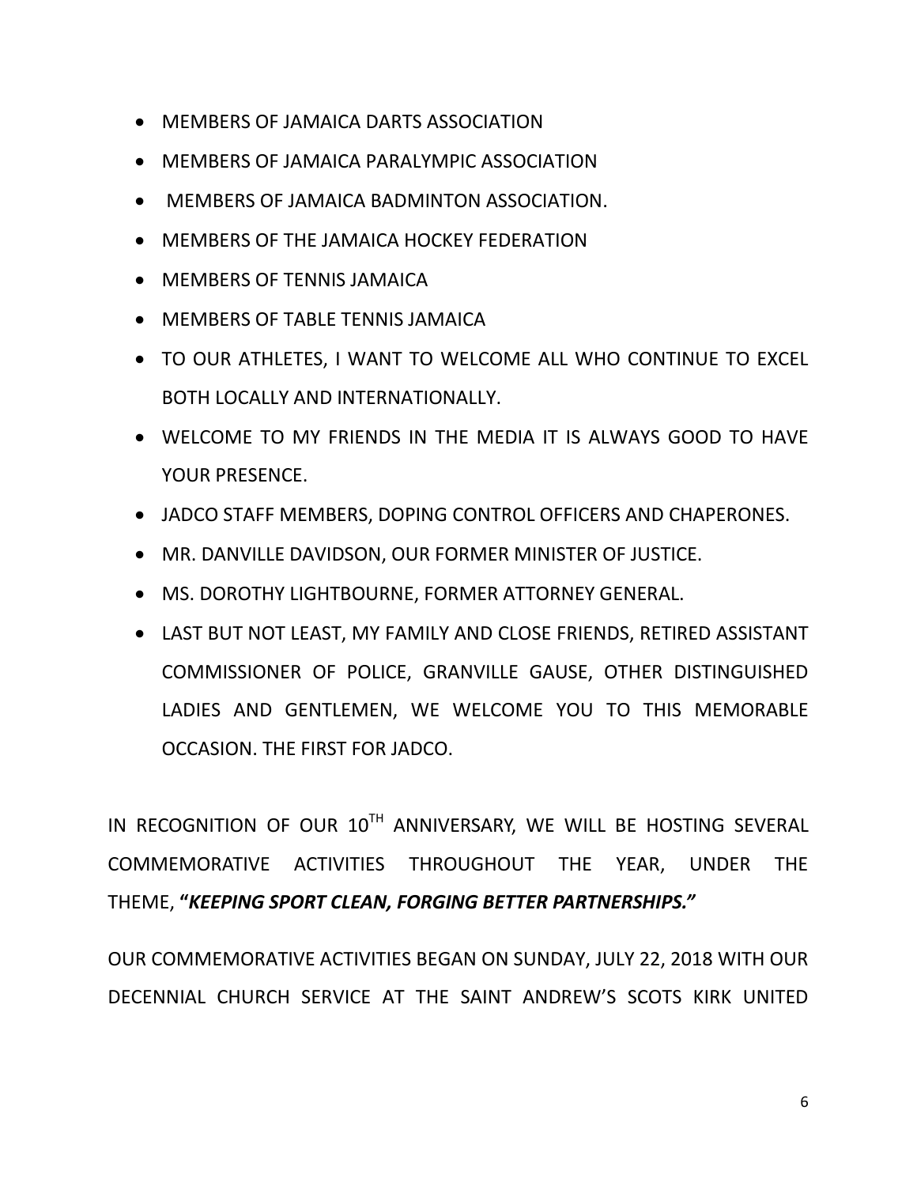- MEMBERS OF JAMAICA DARTS ASSOCIATION
- MEMBERS OF JAMAICA PARALYMPIC ASSOCIATION
- MEMBERS OF JAMAICA BADMINTON ASSOCIATION.
- MEMBERS OF THE JAMAICA HOCKEY FEDERATION
- MEMBERS OF TENNIS JAMAICA
- MEMBERS OF TABLE TENNIS JAMAICA
- TO OUR ATHLETES, I WANT TO WELCOME ALL WHO CONTINUE TO EXCEL BOTH LOCALLY AND INTERNATIONALLY.
- WELCOME TO MY FRIENDS IN THE MEDIA IT IS ALWAYS GOOD TO HAVE YOUR PRESENCE.
- JADCO STAFF MEMBERS, DOPING CONTROL OFFICERS AND CHAPERONES.
- MR. DANVILLE DAVIDSON, OUR FORMER MINISTER OF JUSTICE.
- MS. DOROTHY LIGHTBOURNE, FORMER ATTORNEY GENERAL.
- LAST BUT NOT LEAST, MY FAMILY AND CLOSE FRIENDS, RETIRED ASSISTANT COMMISSIONER OF POLICE, GRANVILLE GAUSE, OTHER DISTINGUISHED LADIES AND GENTLEMEN, WE WELCOME YOU TO THIS MEMORABLE OCCASION. THE FIRST FOR JADCO.

IN RECOGNITION OF OUR 10TH ANNIVERSARY, WE WILL BE HOSTING SEVERAL COMMEMORATIVE ACTIVITIES THROUGHOUT THE YEAR, UNDER THE THEME, **"*KEEPING SPORT CLEAN, FORGING BETTER PARTNERSHIPS.*"**

OUR COMMEMORATIVE ACTIVITIES BEGAN ON SUNDAY, JULY 22, 2018 WITH OUR DECENNIAL CHURCH SERVICE AT THE SAINT ANDREW'S SCOTS KIRK UNITED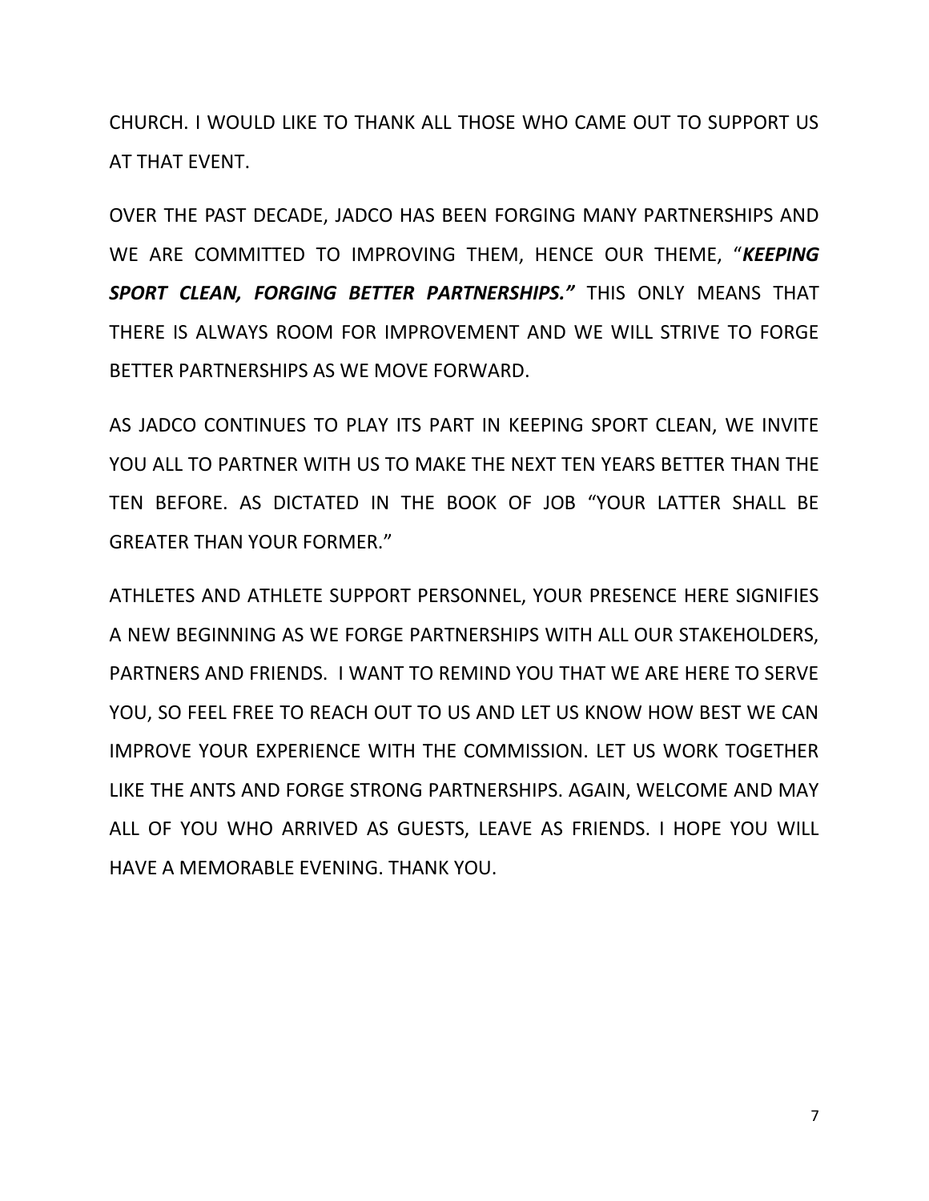CHURCH. I WOULD LIKE TO THANK ALL THOSE WHO CAME OUT TO SUPPORT US AT THAT EVENT.

OVER THE PAST DECADE, JADCO HAS BEEN FORGING MANY PARTNERSHIPS AND WE ARE COMMITTED TO IMPROVING THEM, HENCE OUR THEME, "***KEEPING SPORT CLEAN, FORGING BETTER PARTNERSHIPS."*** THIS ONLY MEANS THAT THERE IS ALWAYS ROOM FOR IMPROVEMENT AND WE WILL STRIVE TO FORGE BETTER PARTNERSHIPS AS WE MOVE FORWARD.

AS JADCO CONTINUES TO PLAY ITS PART IN KEEPING SPORT CLEAN, WE INVITE YOU ALL TO PARTNER WITH US TO MAKE THE NEXT TEN YEARS BETTER THAN THE TEN BEFORE. AS DICTATED IN THE BOOK OF JOB "YOUR LATTER SHALL BE GREATER THAN YOUR FORMER."

ATHLETES AND ATHLETE SUPPORT PERSONNEL, YOUR PRESENCE HERE SIGNIFIES A NEW BEGINNING AS WE FORGE PARTNERSHIPS WITH ALL OUR STAKEHOLDERS, PARTNERS AND FRIENDS. I WANT TO REMIND YOU THAT WE ARE HERE TO SERVE YOU, SO FEEL FREE TO REACH OUT TO US AND LET US KNOW HOW BEST WE CAN IMPROVE YOUR EXPERIENCE WITH THE COMMISSION. LET US WORK TOGETHER LIKE THE ANTS AND FORGE STRONG PARTNERSHIPS. AGAIN, WELCOME AND MAY ALL OF YOU WHO ARRIVED AS GUESTS, LEAVE AS FRIENDS. I HOPE YOU WILL HAVE A MEMORABLE EVENING. THANK YOU.